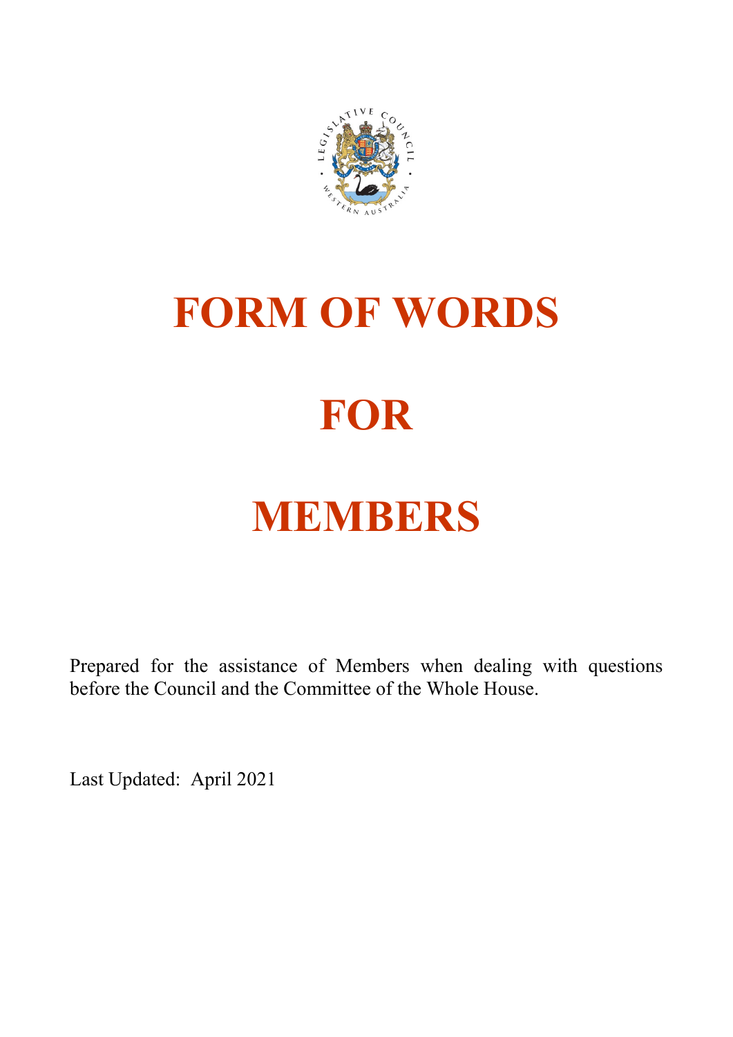# FORM OF WORDS

# FOR

# MEMBERS

Prepared for the assistance of Members when dealing with questions before the Council and the Committee of the Whole House.

Last Updated: April 2021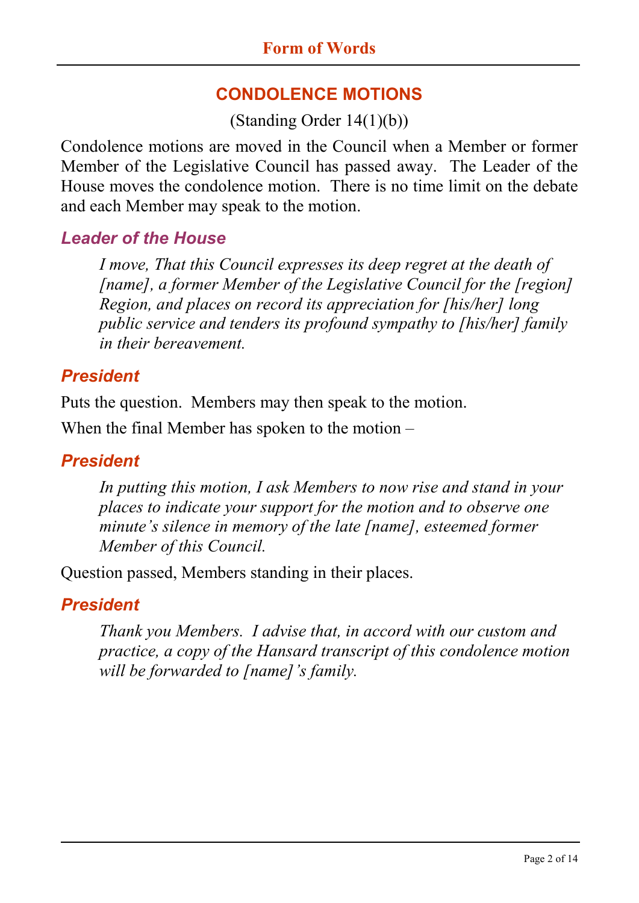# CONDOLENCE MOTIONS

(Standing Order 14(1)(b))

Condolence motions are moved in the Council when a Member or former Member of the Legislative Council has passed away. The Leader of the House moves the condolence motion. There is no time limit on the debate and each Member may speak to the motion.

### *Leader of the House*

> *I move, That this Council expresses its deep regret at the death of [name], a former Member of the Legislative Council for the [region] Region, and places on record its appreciation for [his/her] long public service and tenders its profound sympathy to [his/her] family in their bereavement.*

### *President*

Puts the question. Members may then speak to the motion.

When the final Member has spoken to the motion –

### *President*

> *In putting this motion, I ask Members to now rise and stand in your places to indicate your support for the motion and to observe one minute's silence in memory of the late [name], esteemed former Member of this Council.*

Question passed, Members standing in their places.

### *President*

> *Thank you Members. I advise that, in accord with our custom and practice, a copy of the Hansard transcript of this condolence motion will be forwarded to [name]'s family.*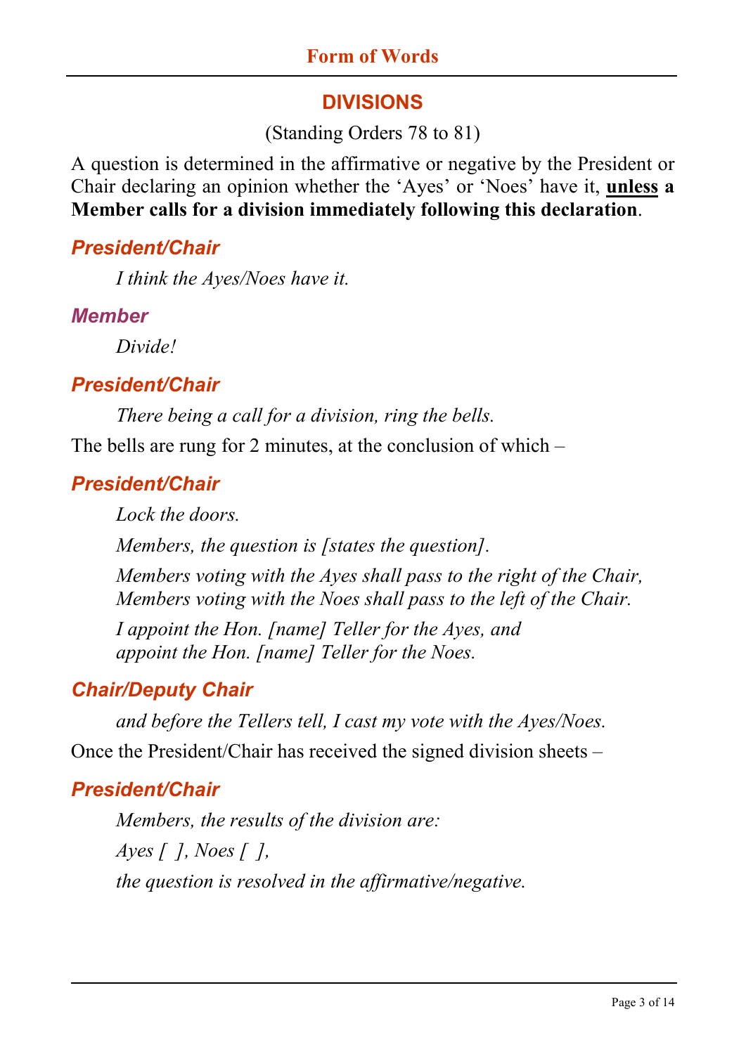## DIVISIONS

(Standing Orders 78 to 81)

A question is determined in the affirmative or negative by the President or Chair declaring an opinion whether the 'Ayes' or 'Noes' have it, **unless a Member calls for a division immediately following this declaration**.

### *President/Chair*

*I think the Ayes/Noes have it.*

### *Member*

*Divide!*

### *President/Chair*

*There being a call for a division, ring the bells.*

The bells are rung for 2 minutes, at the conclusion of which –

### *President/Chair*

*Lock the doors.*

*Members, the question is [states the question].*

*Members voting with the Ayes shall pass to the right of the Chair, Members voting with the Noes shall pass to the left of the Chair.*

*I appoint the Hon. [name] Teller for the Ayes, and appoint the Hon. [name] Teller for the Noes.*

### *Chair/Deputy Chair*

*and before the Tellers tell, I cast my vote with the Ayes/Noes.*

Once the President/Chair has received the signed division sheets –

### *President/Chair*

*Members, the results of the division are:*

*Ayes [ ], Noes [ ],*

*the question is resolved in the affirmative/negative.*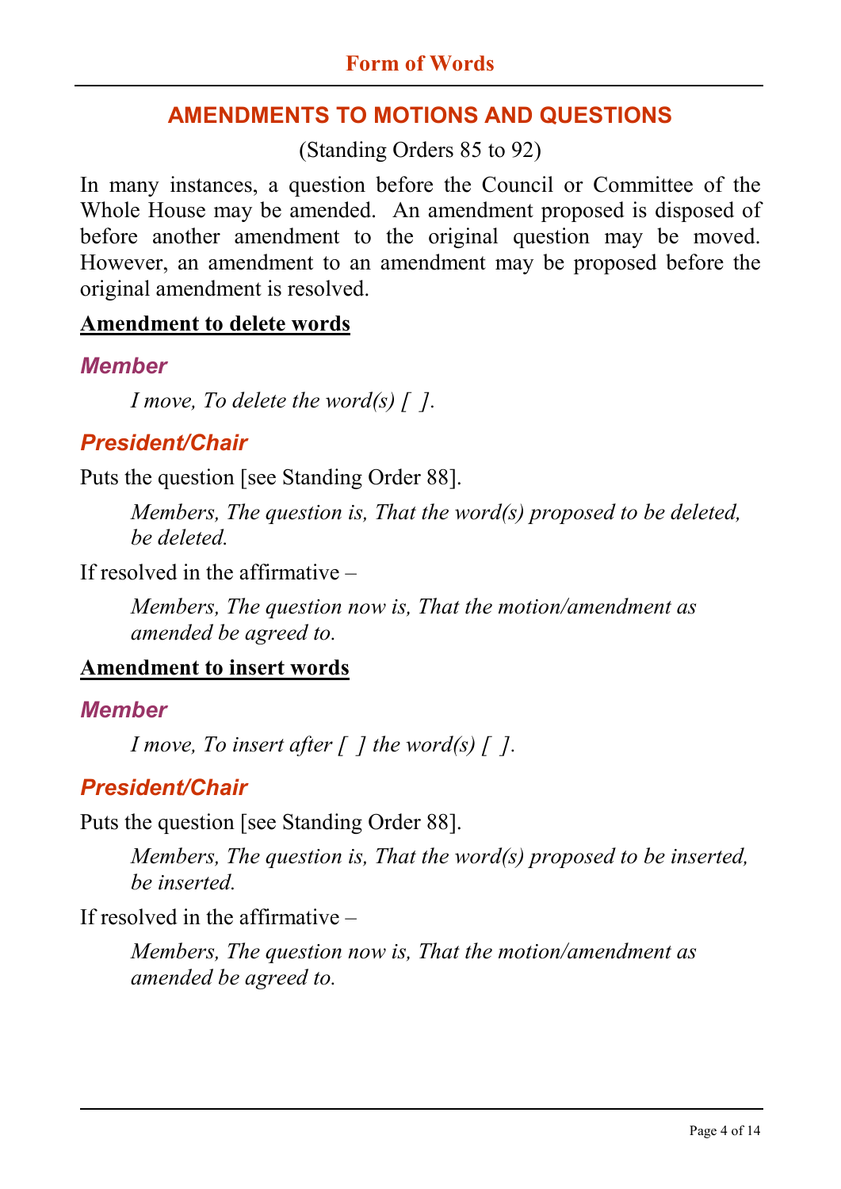## AMENDMENTS TO MOTIONS AND QUESTIONS

(Standing Orders 85 to 92)

In many instances, a question before the Council or Committee of the Whole House may be amended. An amendment proposed is disposed of before another amendment to the original question may be moved. However, an amendment to an amendment may be proposed before the original amendment is resolved.

**Amendment to delete words**

### *Member*

> *I move, To delete the word(s) [ ].*

### *President/Chair*

Puts the question [see Standing Order 88].

> *Members, The question is, That the word(s) proposed to be deleted, be deleted.*

If resolved in the affirmative –

> *Members, The question now is, That the motion/amendment as amended be agreed to.*

**Amendment to insert words**

### *Member*

> *I move, To insert after [ ] the word(s) [ ].*

### *President/Chair*

Puts the question [see Standing Order 88].

> *Members, The question is, That the word(s) proposed to be inserted, be inserted.*

If resolved in the affirmative –

> *Members, The question now is, That the motion/amendment as amended be agreed to.*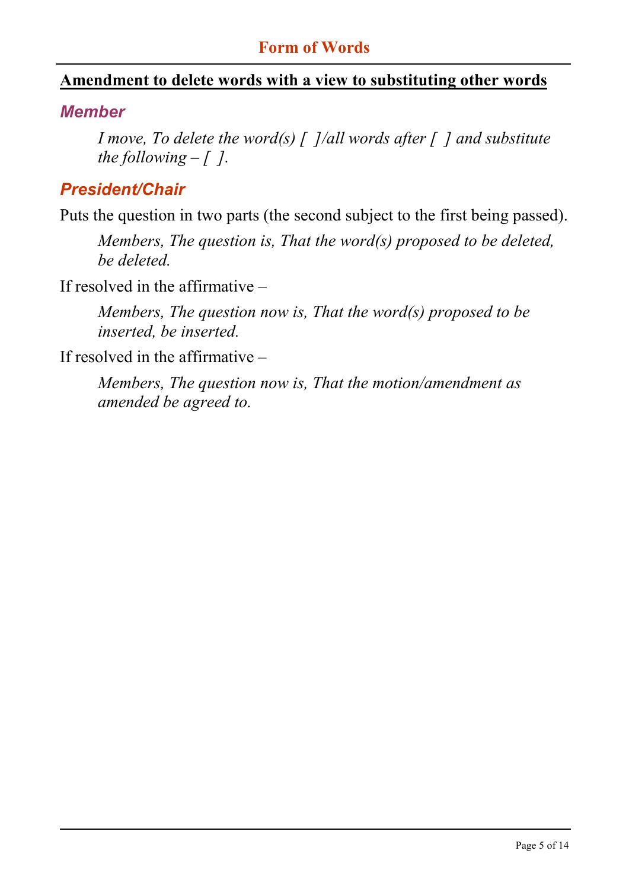## Form of Words

**Amendment to delete words with a view to substituting other words**

### *Member*

> *I move, To delete the word(s) [  ]/all words after [  ] and substitute the following – [  ].*

### *President/Chair*

Puts the question in two parts (the second subject to the first being passed).

> *Members, The question is, That the word(s) proposed to be deleted, be deleted.*

If resolved in the affirmative –

> *Members, The question now is, That the word(s) proposed to be inserted, be inserted.*

If resolved in the affirmative –

> *Members, The question now is, That the motion/amendment as amended be agreed to.*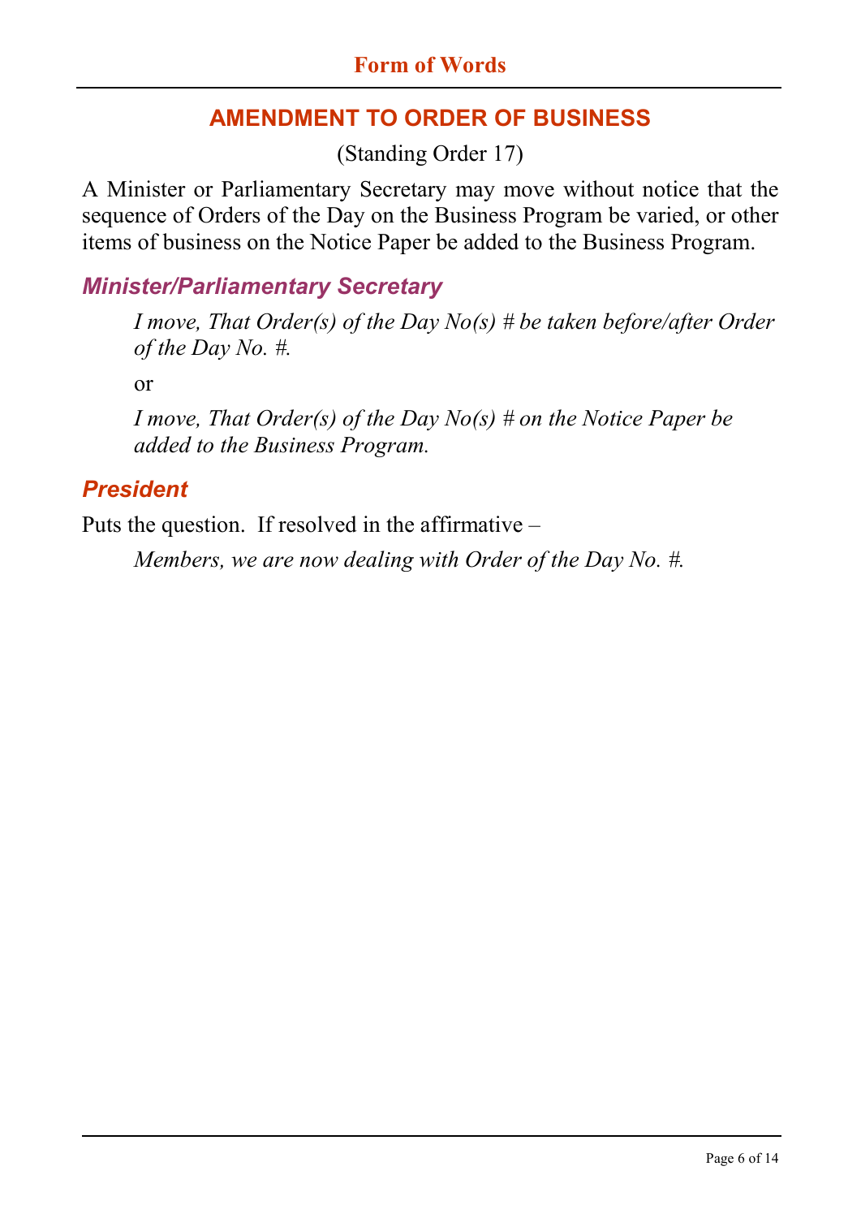# AMENDMENT TO ORDER OF BUSINESS

(Standing Order 17)

A Minister or Parliamentary Secretary may move without notice that the sequence of Orders of the Day on the Business Program be varied, or other items of business on the Notice Paper be added to the Business Program.

### *Minister/Parliamentary Secretary*

> *I move, That Order(s) of the Day No(s) # be taken before/after Order of the Day No. #.*
>
> or
>
> *I move, That Order(s) of the Day No(s) # on the Notice Paper be added to the Business Program.*

### *President*

Puts the question. If resolved in the affirmative –

> *Members, we are now dealing with Order of the Day No. #.*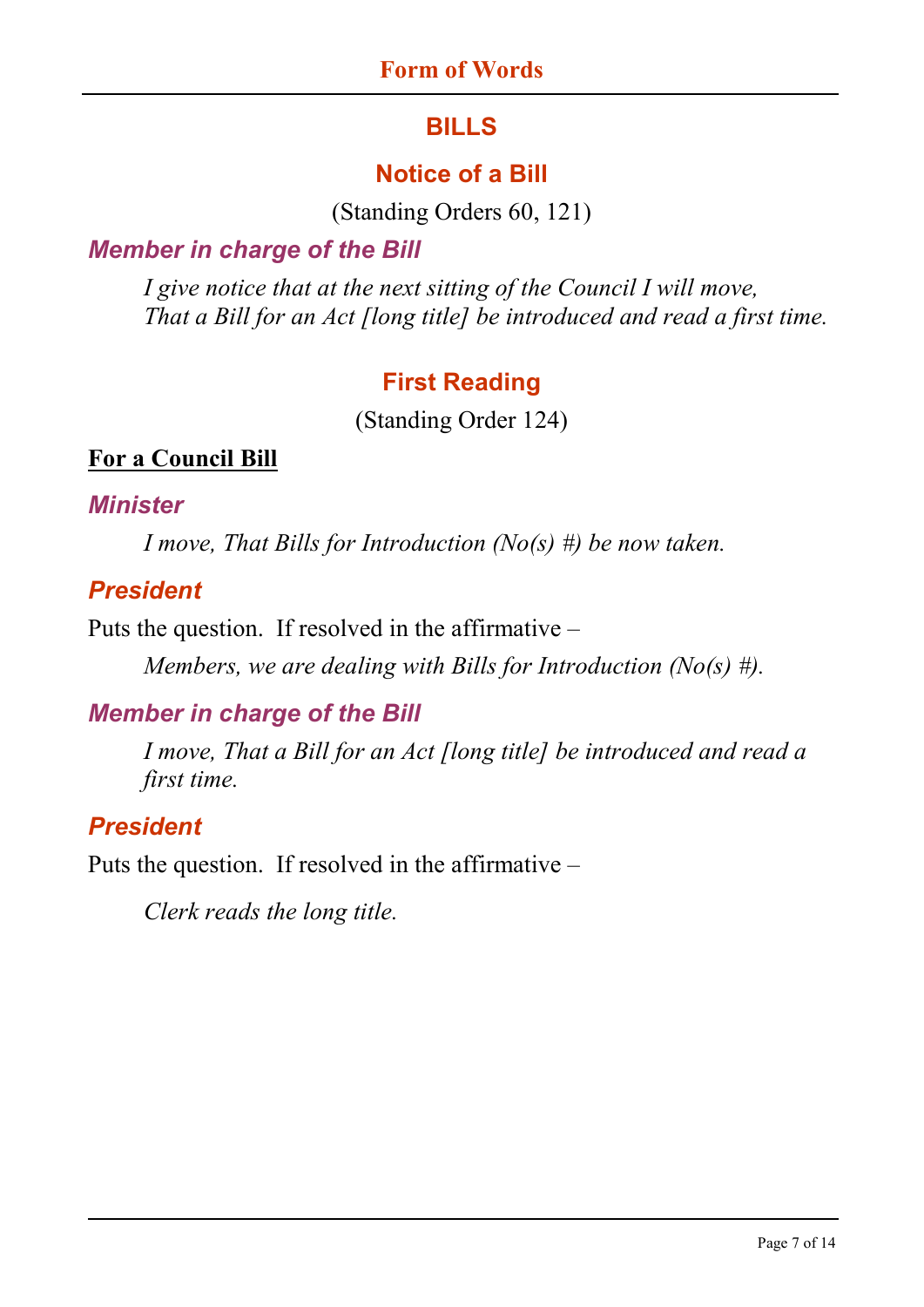# BILLS

## Notice of a Bill

(Standing Orders 60, 121)

### *Member in charge of the Bill*

> *I give notice that at the next sitting of the Council I will move, That a Bill for an Act [long title] be introduced and read a first time.*

## First Reading

(Standing Order 124)

**For a Council Bill**

### *Minister*

> *I move, That Bills for Introduction (No(s) #) be now taken.*

### *President*

Puts the question. If resolved in the affirmative –

> *Members, we are dealing with Bills for Introduction (No(s) #).*

### *Member in charge of the Bill*

> *I move, That a Bill for an Act [long title] be introduced and read a first time.*

### *President*

Puts the question. If resolved in the affirmative –

> *Clerk reads the long title.*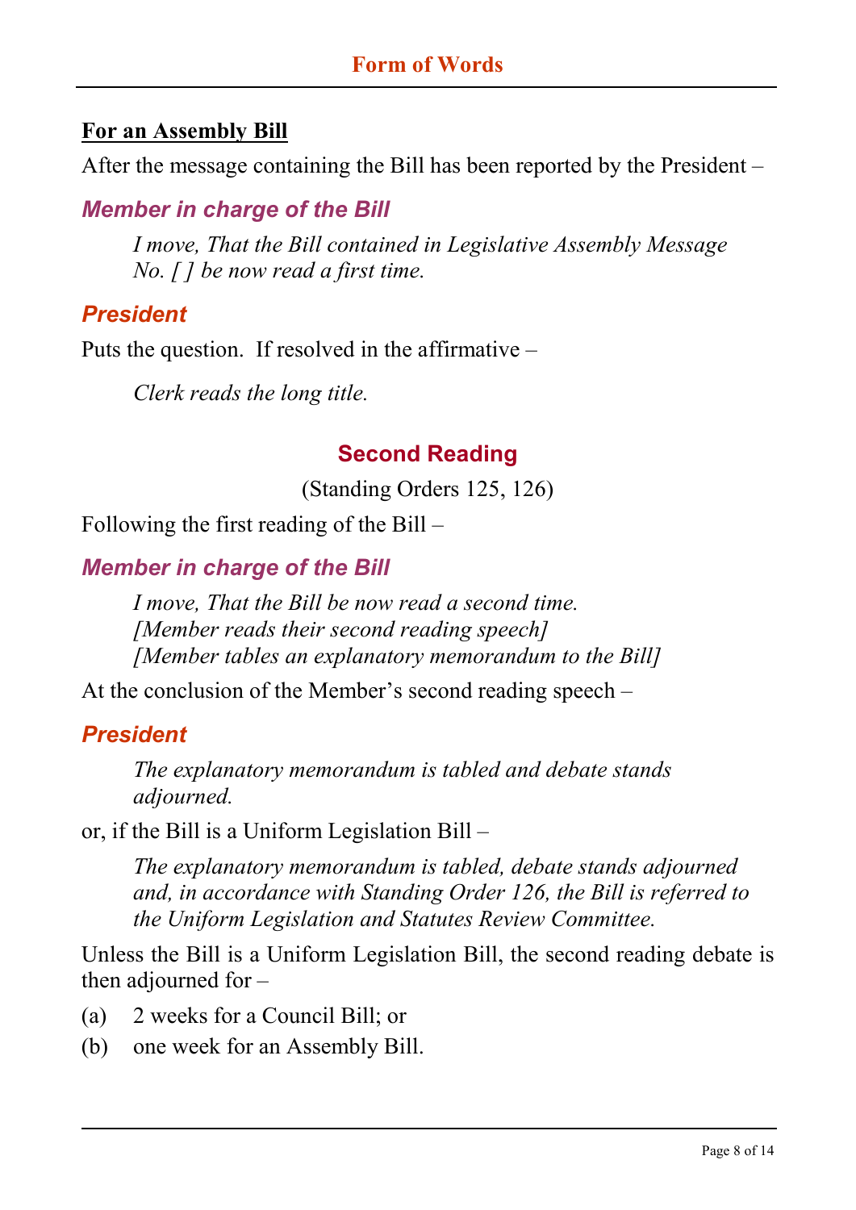**For an Assembly Bill**

After the message containing the Bill has been reported by the President –

### *Member in charge of the Bill*

> *I move, That the Bill contained in Legislative Assembly Message No. [ ] be now read a first time.*

### *President*

Puts the question. If resolved in the affirmative –

> *Clerk reads the long title.*

## Second Reading

(Standing Orders 125, 126)

Following the first reading of the Bill –

### *Member in charge of the Bill*

> *I move, That the Bill be now read a second time.*
> *[Member reads their second reading speech]*
> *[Member tables an explanatory memorandum to the Bill]*

At the conclusion of the Member's second reading speech –

### *President*

> *The explanatory memorandum is tabled and debate stands adjourned.*

or, if the Bill is a Uniform Legislation Bill –

> *The explanatory memorandum is tabled, debate stands adjourned and, in accordance with Standing Order 126, the Bill is referred to the Uniform Legislation and Statutes Review Committee.*

Unless the Bill is a Uniform Legislation Bill, the second reading debate is then adjourned for –

(a) 2 weeks for a Council Bill; or

(b) one week for an Assembly Bill.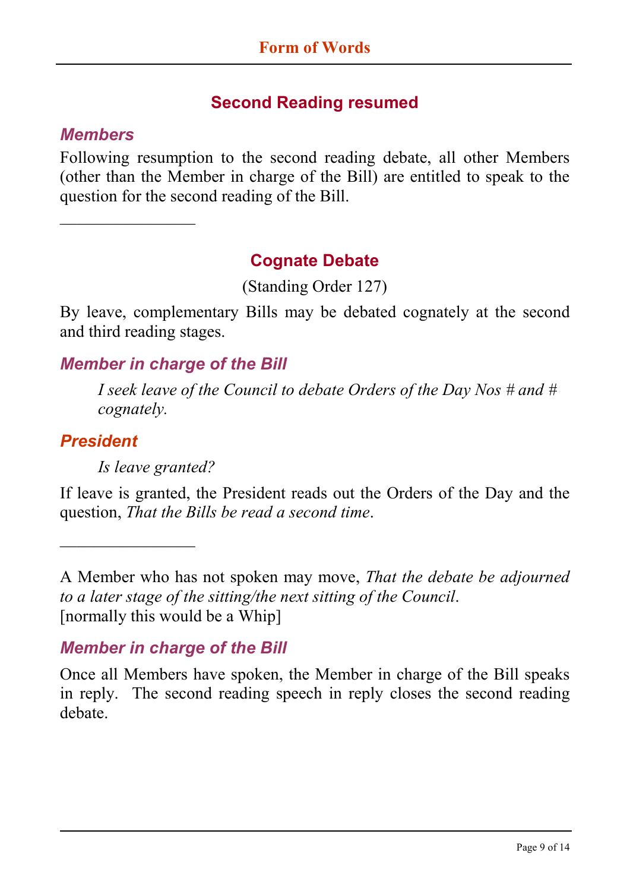## Second Reading resumed

### *Members*

Following resumption to the second reading debate, all other Members (other than the Member in charge of the Bill) are entitled to speak to the question for the second reading of the Bill.

---

## Cognate Debate

(Standing Order 127)

By leave, complementary Bills may be debated cognately at the second and third reading stages.

### *Member in charge of the Bill*

> *I seek leave of the Council to debate Orders of the Day Nos # and # cognately.*

### *President*

> *Is leave granted?*

If leave is granted, the President reads out the Orders of the Day and the question, *That the Bills be read a second time*.

---

A Member who has not spoken may move, *That the debate be adjourned to a later stage of the sitting/the next sitting of the Council*.
[normally this would be a Whip]

### *Member in charge of the Bill*

Once all Members have spoken, the Member in charge of the Bill speaks in reply. The second reading speech in reply closes the second reading debate.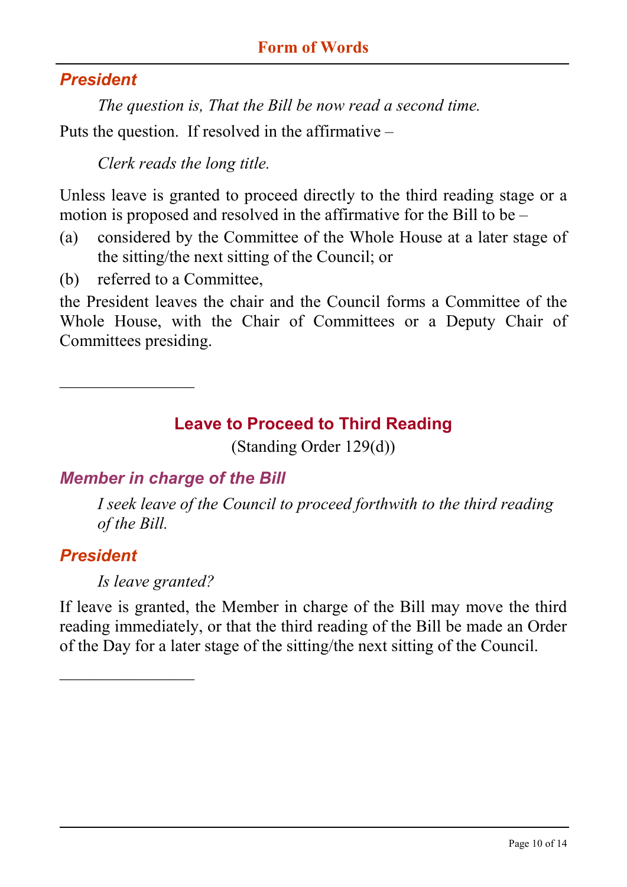### *President*

*The question is, That the Bill be now read a second time.*

Puts the question. If resolved in the affirmative –

*Clerk reads the long title.*

Unless leave is granted to proceed directly to the third reading stage or a motion is proposed and resolved in the affirmative for the Bill to be –

(a) considered by the Committee of the Whole House at a later stage of the sitting/the next sitting of the Council; or

(b) referred to a Committee,

the President leaves the chair and the Council forms a Committee of the Whole House, with the Chair of Committees or a Deputy Chair of Committees presiding.

---

## Leave to Proceed to Third Reading

(Standing Order 129(d))

### *Member in charge of the Bill*

*I seek leave of the Council to proceed forthwith to the third reading of the Bill.*

### *President*

*Is leave granted?*

If leave is granted, the Member in charge of the Bill may move the third reading immediately, or that the third reading of the Bill be made an Order of the Day for a later stage of the sitting/the next sitting of the Council.

---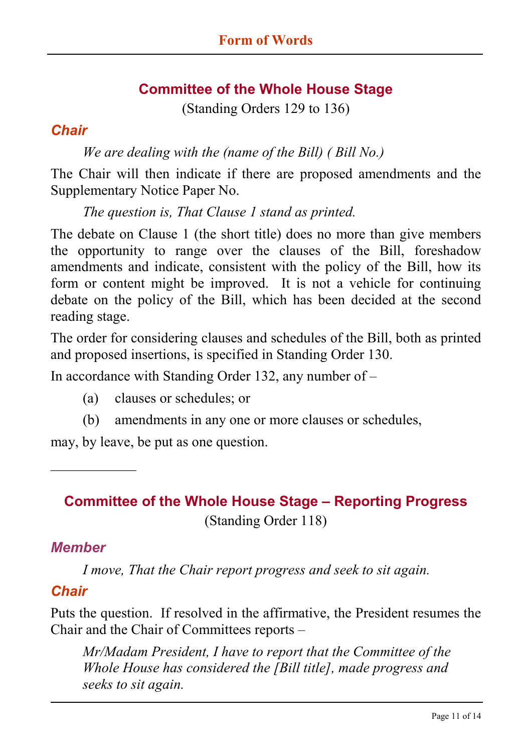## Committee of the Whole House Stage

(Standing Orders 129 to 136)

### *Chair*

*We are dealing with the (name of the Bill) ( Bill No.)*

The Chair will then indicate if there are proposed amendments and the Supplementary Notice Paper No.

*The question is, That Clause 1 stand as printed.*

The debate on Clause 1 (the short title) does no more than give members the opportunity to range over the clauses of the Bill, foreshadow amendments and indicate, consistent with the policy of the Bill, how its form or content might be improved. It is not a vehicle for continuing debate on the policy of the Bill, which has been decided at the second reading stage.

The order for considering clauses and schedules of the Bill, both as printed and proposed insertions, is specified in Standing Order 130.

In accordance with Standing Order 132, any number of –

(a) clauses or schedules; or

(b) amendments in any one or more clauses or schedules,

may, by leave, be put as one question.

---

## Committee of the Whole House Stage – Reporting Progress

(Standing Order 118)

### *Member*

*I move, That the Chair report progress and seek to sit again.*

### *Chair*

Puts the question. If resolved in the affirmative, the President resumes the Chair and the Chair of Committees reports –

*Mr/Madam President, I have to report that the Committee of the Whole House has considered the [Bill title], made progress and seeks to sit again.*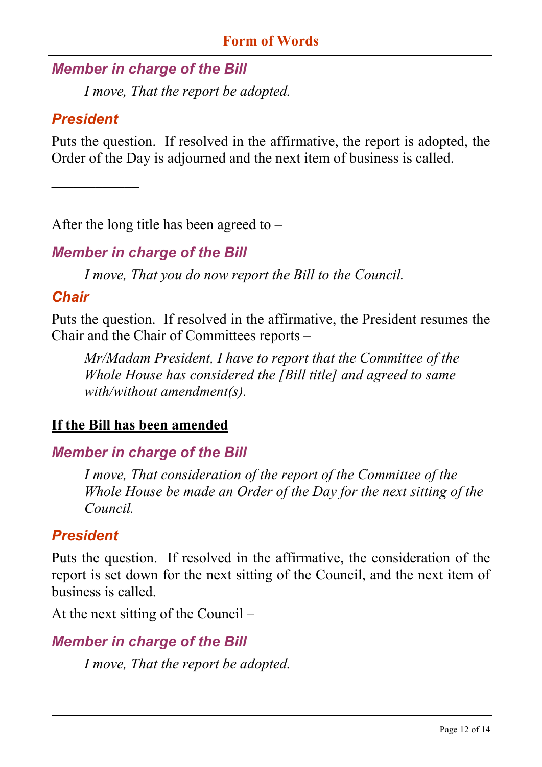*Member in charge of the Bill*

> *I move, That the report be adopted.*

*President*

Puts the question. If resolved in the affirmative, the report is adopted, the Order of the Day is adjourned and the next item of business is called.

---

After the long title has been agreed to –

*Member in charge of the Bill*

> *I move, That you do now report the Bill to the Council.*

*Chair*

Puts the question. If resolved in the affirmative, the President resumes the Chair and the Chair of Committees reports –

> *Mr/Madam President, I have to report that the Committee of the Whole House has considered the [Bill title] and agreed to same with/without amendment(s).*

**If the Bill has been amended**

*Member in charge of the Bill*

> *I move, That consideration of the report of the Committee of the Whole House be made an Order of the Day for the next sitting of the Council.*

*President*

Puts the question. If resolved in the affirmative, the consideration of the report is set down for the next sitting of the Council, and the next item of business is called.

At the next sitting of the Council –

*Member in charge of the Bill*

> *I move, That the report be adopted.*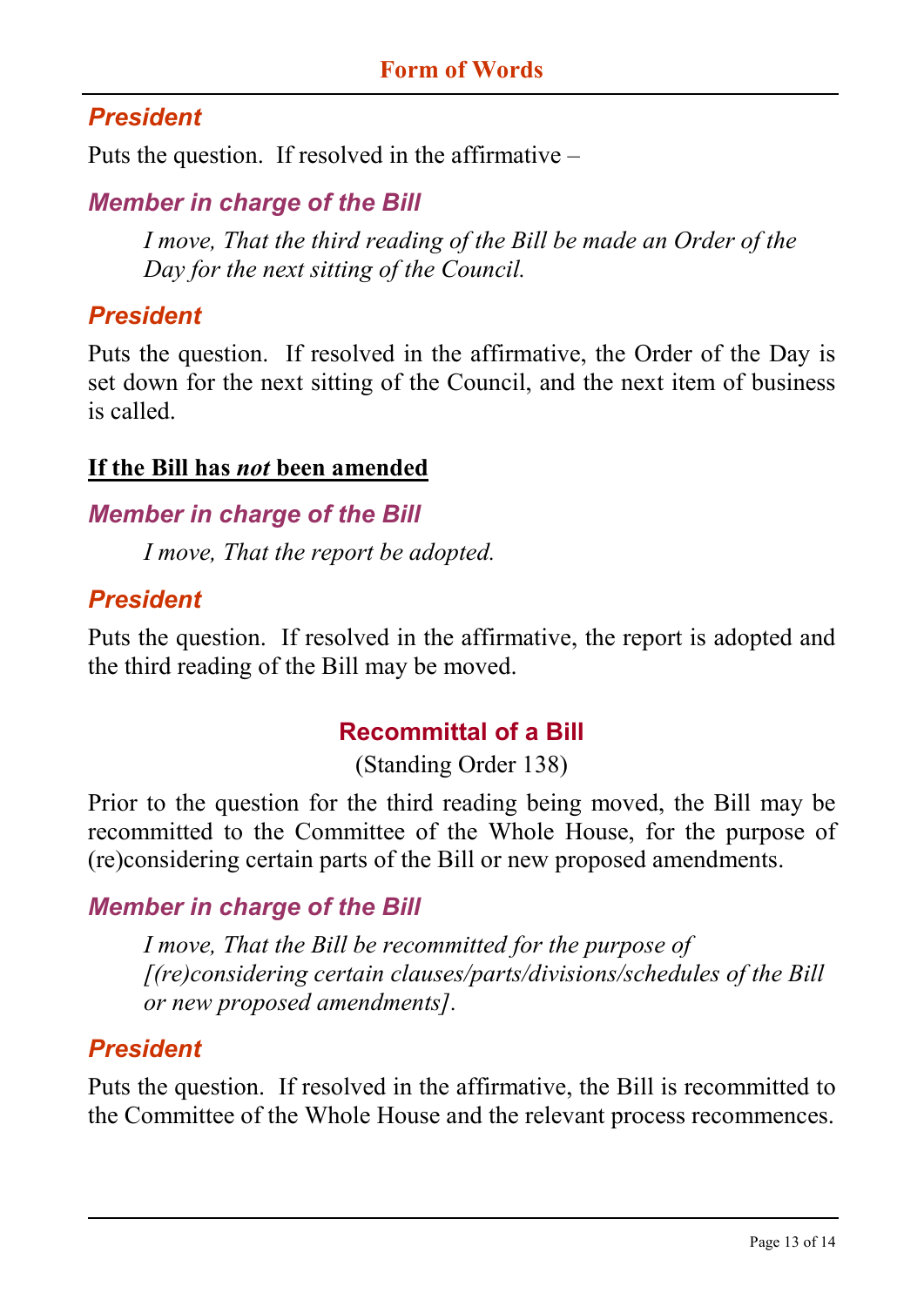### *President*

Puts the question. If resolved in the affirmative –

### *Member in charge of the Bill*

> *I move, That the third reading of the Bill be made an Order of the Day for the next sitting of the Council.*

### *President*

Puts the question. If resolved in the affirmative, the Order of the Day is set down for the next sitting of the Council, and the next item of business is called.

**If the Bill has *not* been amended**

### *Member in charge of the Bill*

> *I move, That the report be adopted.*

### *President*

Puts the question. If resolved in the affirmative, the report is adopted and the third reading of the Bill may be moved.

## Recommittal of a Bill

(Standing Order 138)

Prior to the question for the third reading being moved, the Bill may be recommitted to the Committee of the Whole House, for the purpose of (re)considering certain parts of the Bill or new proposed amendments.

### *Member in charge of the Bill*

> *I move, That the Bill be recommitted for the purpose of [(re)considering certain clauses/parts/divisions/schedules of the Bill or new proposed amendments].*

### *President*

Puts the question. If resolved in the affirmative, the Bill is recommitted to the Committee of the Whole House and the relevant process recommences.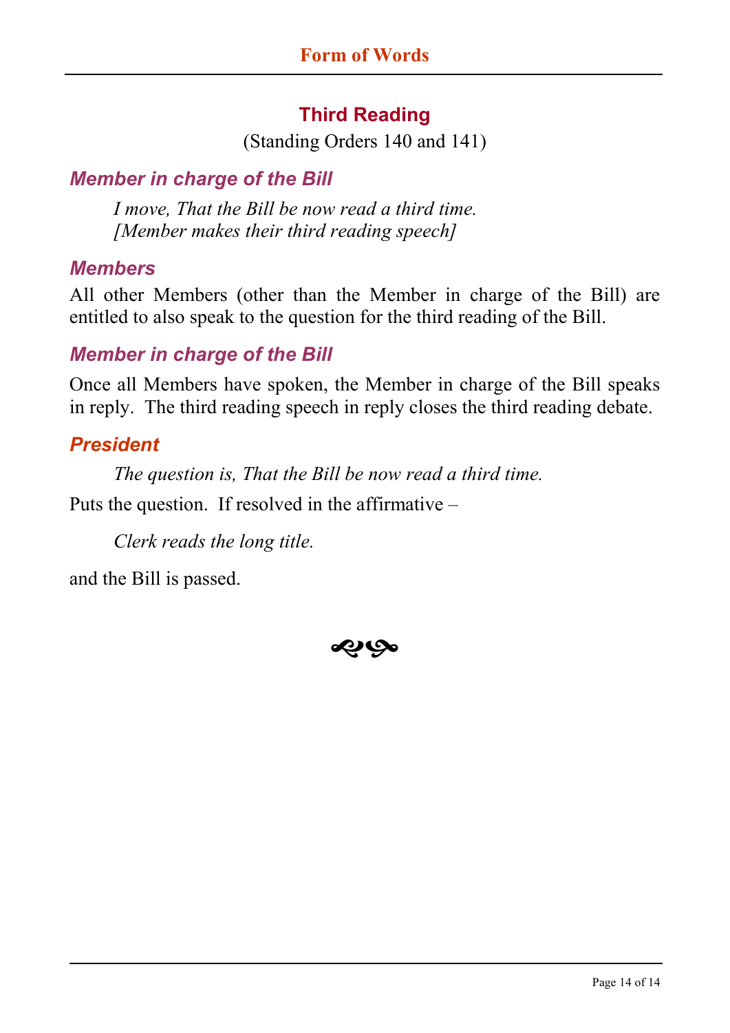## Third Reading

(Standing Orders 140 and 141)

### *Member in charge of the Bill*

> *I move, That the Bill be now read a third time.*
> *[Member makes their third reading speech]*

### *Members*

All other Members (other than the Member in charge of the Bill) are entitled to also speak to the question for the third reading of the Bill.

### *Member in charge of the Bill*

Once all Members have spoken, the Member in charge of the Bill speaks in reply. The third reading speech in reply closes the third reading debate.

### *President*

> *The question is, That the Bill be now read a third time.*

Puts the question. If resolved in the affirmative –

> *Clerk reads the long title.*

and the Bill is passed.